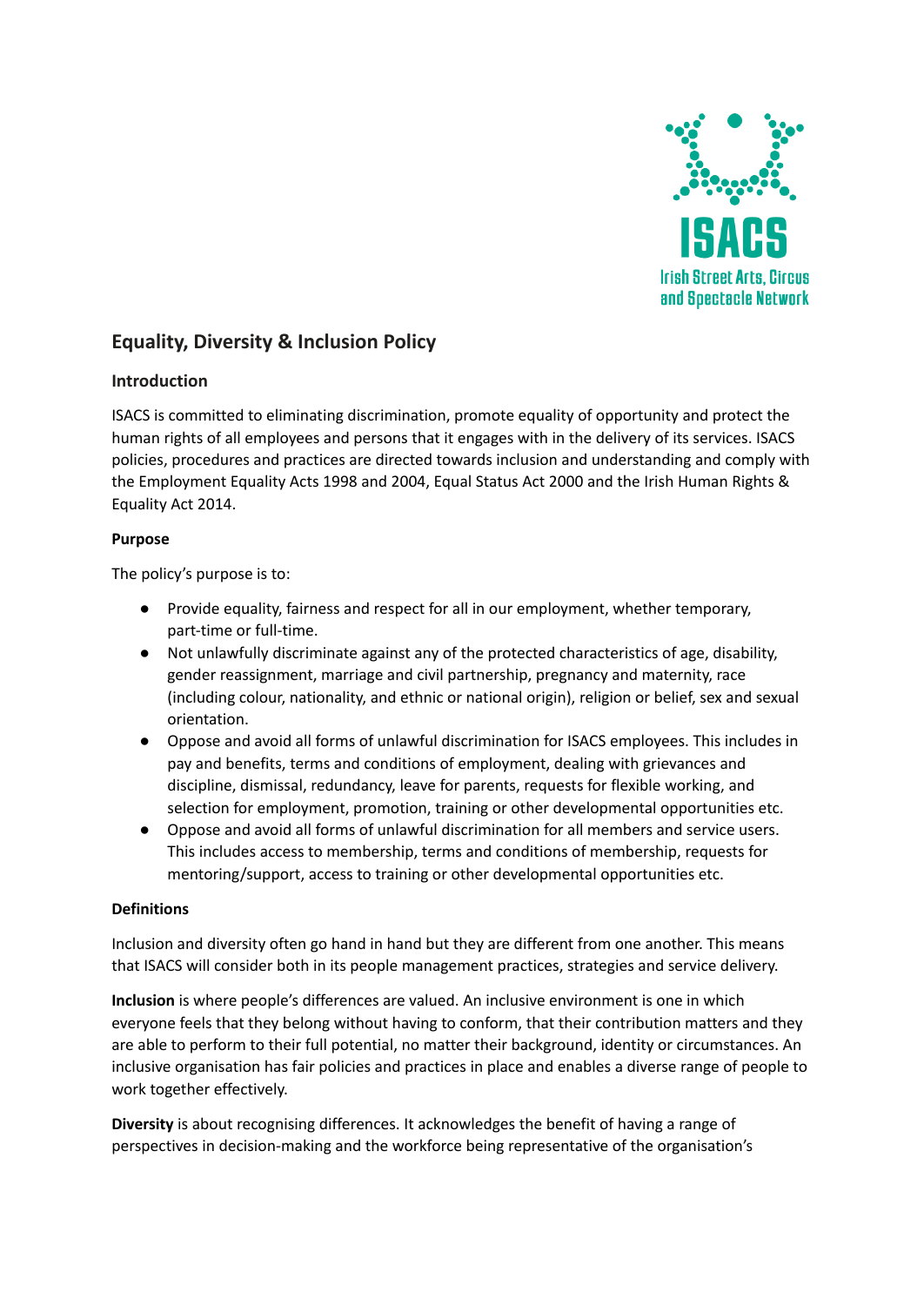ISACS

Irish Street Arts, Circus and Spectacle Network

## Equality, Diversity & Inclusion Policy

### Introduction

ISACS is committed to eliminating discrimination, promote equality of opportunity and protect the human rights of all employees and persons that it engages with in the delivery of its services. ISACS policies, procedures and practices are directed towards inclusion and understanding and comply with the Employment Equality Acts 1998 and 2004, Equal Status Act 2000 and the Irish Human Rights & Equality Act 2014.

### Purpose

The policy's purpose is to:

- Provide equality, fairness and respect for all in our employment, whether temporary, part-time or full-time.
- Not unlawfully discriminate against any of the protected characteristics of age, disability, gender reassignment, marriage and civil partnership, pregnancy and maternity, race (including colour, nationality, and ethnic or national origin), religion or belief, sex and sexual orientation.
- Oppose and avoid all forms of unlawful discrimination for ISACS employees. This includes in pay and benefits, terms and conditions of employment, dealing with grievances and discipline, dismissal, redundancy, leave for parents, requests for flexible working, and selection for employment, promotion, training or other developmental opportunities etc.
- Oppose and avoid all forms of unlawful discrimination for all members and service users. This includes access to membership, terms and conditions of membership, requests for mentoring/support, access to training or other developmental opportunities etc.

### Definitions

Inclusion and diversity often go hand in hand but they are different from one another. This means that ISACS will consider both in its people management practices, strategies and service delivery.

**Inclusion** is where people's differences are valued. An inclusive environment is one in which everyone feels that they belong without having to conform, that their contribution matters and they are able to perform to their full potential, no matter their background, identity or circumstances. An inclusive organisation has fair policies and practices in place and enables a diverse range of people to work together effectively.

**Diversity** is about recognising differences. It acknowledges the benefit of having a range of perspectives in decision-making and the workforce being representative of the organisation's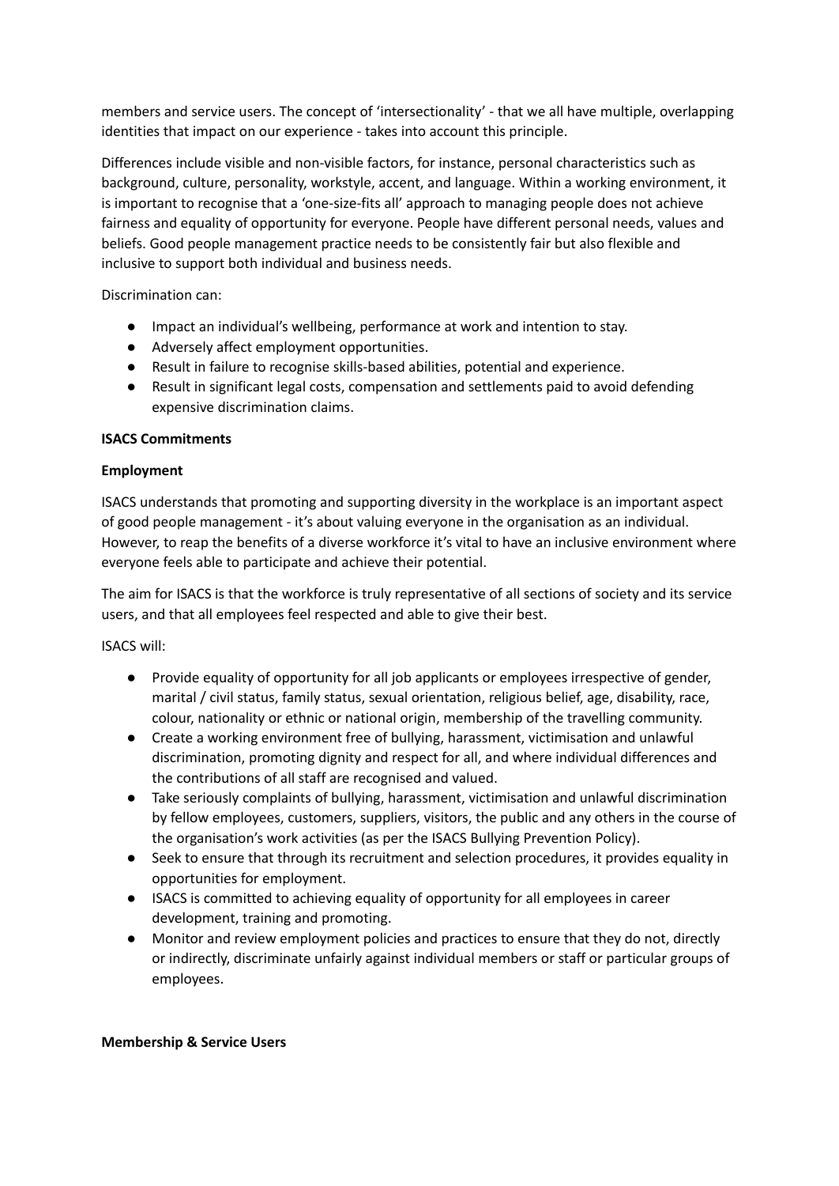members and service users. The concept of 'intersectionality' - that we all have multiple, overlapping identities that impact on our experience - takes into account this principle.

Differences include visible and non-visible factors, for instance, personal characteristics such as background, culture, personality, workstyle, accent, and language. Within a working environment, it is important to recognise that a 'one-size-fits all' approach to managing people does not achieve fairness and equality of opportunity for everyone. People have different personal needs, values and beliefs. Good people management practice needs to be consistently fair but also flexible and inclusive to support both individual and business needs.

Discrimination can:

- Impact an individual's wellbeing, performance at work and intention to stay.
- Adversely affect employment opportunities.
- Result in failure to recognise skills-based abilities, potential and experience.
- Result in significant legal costs, compensation and settlements paid to avoid defending expensive discrimination claims.

**ISACS Commitments**

**Employment**

ISACS understands that promoting and supporting diversity in the workplace is an important aspect of good people management - it's about valuing everyone in the organisation as an individual. However, to reap the benefits of a diverse workforce it's vital to have an inclusive environment where everyone feels able to participate and achieve their potential.

The aim for ISACS is that the workforce is truly representative of all sections of society and its service users, and that all employees feel respected and able to give their best.

ISACS will:

- Provide equality of opportunity for all job applicants or employees irrespective of gender, marital / civil status, family status, sexual orientation, religious belief, age, disability, race, colour, nationality or ethnic or national origin, membership of the travelling community.
- Create a working environment free of bullying, harassment, victimisation and unlawful discrimination, promoting dignity and respect for all, and where individual differences and the contributions of all staff are recognised and valued.
- Take seriously complaints of bullying, harassment, victimisation and unlawful discrimination by fellow employees, customers, suppliers, visitors, the public and any others in the course of the organisation's work activities (as per the ISACS Bullying Prevention Policy).
- Seek to ensure that through its recruitment and selection procedures, it provides equality in opportunities for employment.
- ISACS is committed to achieving equality of opportunity for all employees in career development, training and promoting.
- Monitor and review employment policies and practices to ensure that they do not, directly or indirectly, discriminate unfairly against individual members or staff or particular groups of employees.

**Membership & Service Users**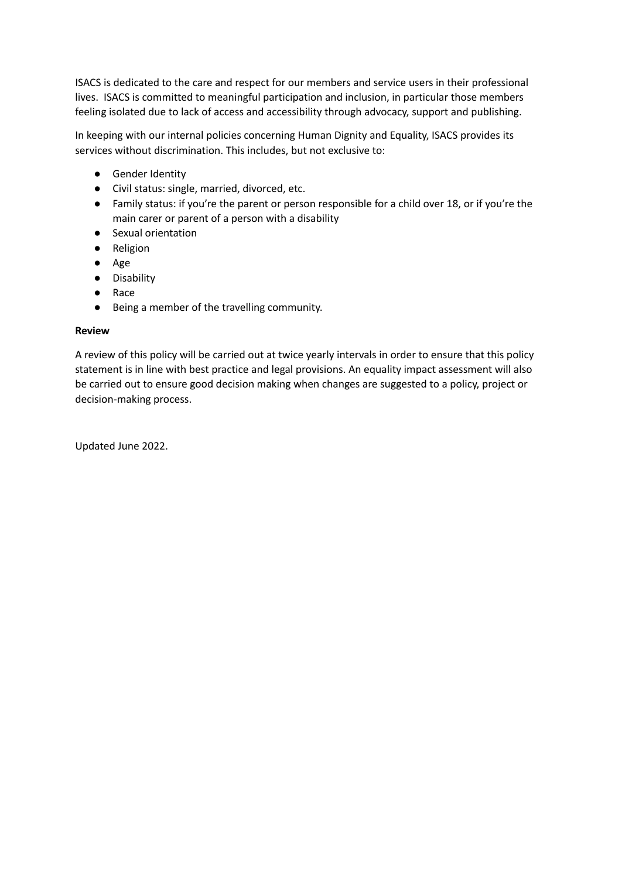ISACS is dedicated to the care and respect for our members and service users in their professional lives. ISACS is committed to meaningful participation and inclusion, in particular those members feeling isolated due to lack of access and accessibility through advocacy, support and publishing.

In keeping with our internal policies concerning Human Dignity and Equality, ISACS provides its services without discrimination. This includes, but not exclusive to:

- Gender Identity
- Civil status: single, married, divorced, etc.
- Family status: if you're the parent or person responsible for a child over 18, or if you're the main carer or parent of a person with a disability
- Sexual orientation
- Religion
- Age
- Disability
- Race
- Being a member of the travelling community.

**Review**

A review of this policy will be carried out at twice yearly intervals in order to ensure that this policy statement is in line with best practice and legal provisions. An equality impact assessment will also be carried out to ensure good decision making when changes are suggested to a policy, project or decision-making process.

Updated June 2022.